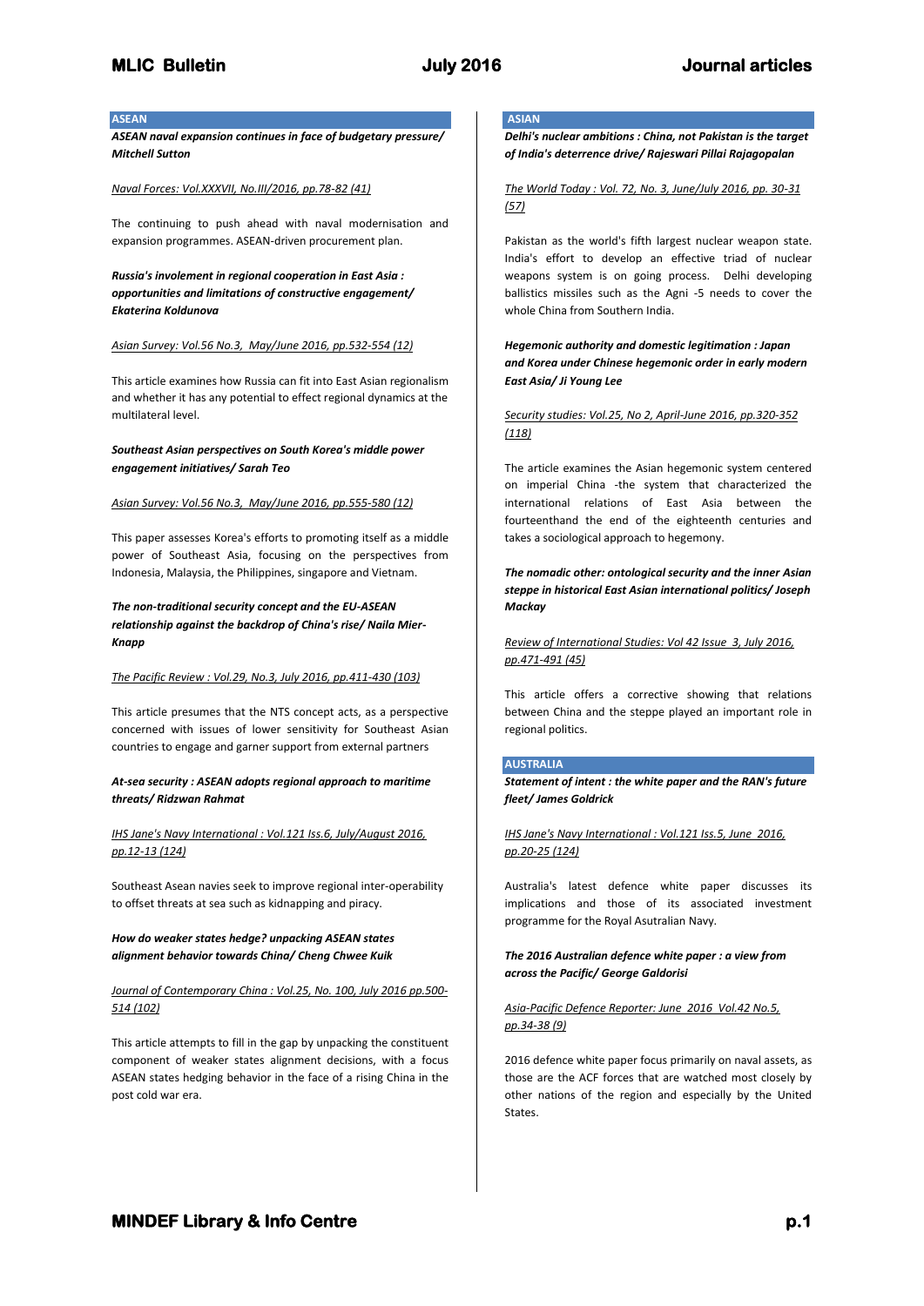## ASEAN

***ASEAN naval expansion continues in face of budgetary pressure/ Mitchell Sutton***

*Naval Forces: Vol.XXXVII, No.III/2016, pp.78-82 (41)*

The continuing to push ahead with naval modernisation and expansion programmes. ASEAN-driven procurement plan.

***Russia's involement in regional cooperation in East Asia : opportunities and limitations of constructive engagement/ Ekaterina Koldunova***

*Asian Survey: Vol.56 No.3, May/June 2016, pp.532-554 (12)*

This article examines how Russia can fit into East Asian regionalism and whether it has any potential to effect regional dynamics at the multilateral level.

***Southeast Asian perspectives on South Korea's middle power engagement initiatives/ Sarah Teo***

*Asian Survey: Vol.56 No.3, May/June 2016, pp.555-580 (12)*

This paper assesses Korea's efforts to promoting itself as a middle power of Southeast Asia, focusing on the perspectives from Indonesia, Malaysia, the Philippines, singapore and Vietnam.

***The non-traditional security concept and the EU-ASEAN relationship against the backdrop of China's rise/ Naila Mier-Knapp***

*The Pacific Review : Vol.29, No.3, July 2016, pp.411-430 (103)*

This article presumes that the NTS concept acts, as a perspective concerned with issues of lower sensitivity for Southeast Asian countries to engage and garner support from external partners

***At-sea security : ASEAN adopts regional approach to maritime threats/ Ridzwan Rahmat***

*IHS Jane's Navy International : Vol.121 Iss.6, July/August 2016, pp.12-13 (124)*

Southeast Asean navies seek to improve regional inter-operability to offset threats at sea such as kidnapping and piracy.

***How do weaker states hedge? unpacking ASEAN states alignment behavior towards China/ Cheng Chwee Kuik***

*Journal of Contemporary China : Vol.25, No. 100, July 2016 pp.500-514 (102)*

This article attempts to fill in the gap by unpacking the constituent component of weaker states alignment decisions, with a focus ASEAN states hedging behavior in the face of a rising China in the post cold war era.

## ASIAN

***Delhi's nuclear ambitions : China, not Pakistan is the target of India's deterrence drive/ Rajeswari Pillai Rajagopalan***

*The World Today : Vol. 72, No. 3, June/July 2016, pp. 30-31 (57)*

Pakistan as the world's fifth largest nuclear weapon state. India's effort to develop an effective triad of nuclear weapons system is on going process. Delhi developing ballistics missiles such as the Agni -5 needs to cover the whole China from Southern India.

***Hegemonic authority and domestic legitimation : Japan and Korea under Chinese hegemonic order in early modern East Asia/ Ji Young Lee***

*Security studies: Vol.25, No 2, April-June 2016, pp.320-352 (118)*

The article examines the Asian hegemonic system centered on imperial China -the system that characterized the international relations of East Asia between the fourteenthand the end of the eighteenth centuries and takes a sociological approach to hegemony.

***The nomadic other: ontological security and the inner Asian steppe in historical East Asian international politics/ Joseph Mackay***

*Review of International Studies: Vol 42 Issue 3, July 2016, pp.471-491 (45)*

This article offers a corrective showing that relations between China and the steppe played an important role in regional politics.

## AUSTRALIA

***Statement of intent : the white paper and the RAN's future fleet/ James Goldrick***

*IHS Jane's Navy International : Vol.121 Iss.5, June 2016, pp.20-25 (124)*

Australia's latest defence white paper discusses its implications and those of its associated investment programme for the Royal Asutralian Navy.

***The 2016 Australian defence white paper : a view from across the Pacific/ George Galdorisi***

*Asia-Pacific Defence Reporter: June 2016 Vol.42 No.5, pp.34-38 (9)*

2016 defence white paper focus primarily on naval assets, as those are the ACF forces that are watched most closely by other nations of the region and especially by the United States.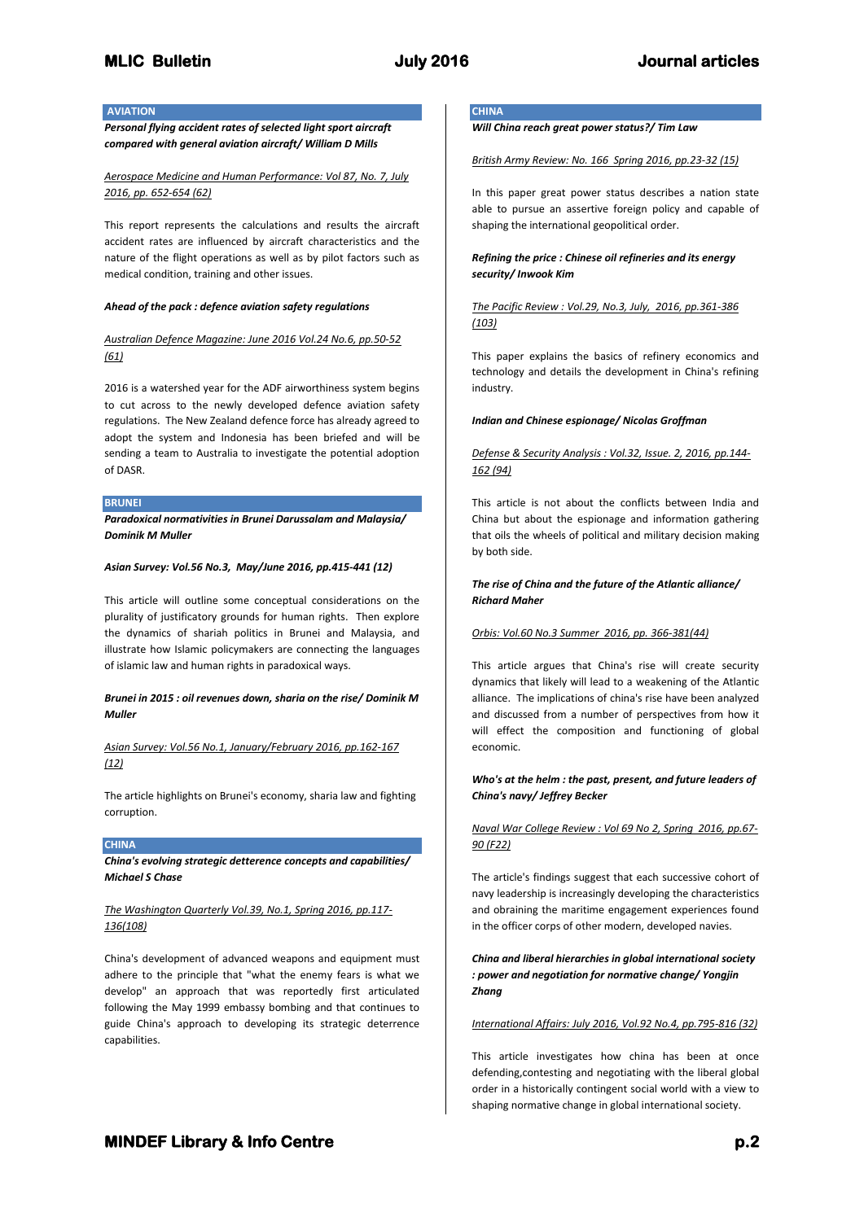## AVIATION

***Personal flying accident rates of selected light sport aircraft compared with general aviation aircraft/ William D Mills***

*Aerospace Medicine and Human Performance: Vol 87, No. 7, July 2016, pp. 652-654 (62)*

This report represents the calculations and results the aircraft accident rates are influenced by aircraft characteristics and the nature of the flight operations as well as by pilot factors such as medical condition, training and other issues.

***Ahead of the pack : defence aviation safety regulations***

*Australian Defence Magazine: June 2016 Vol.24 No.6, pp.50-52 (61)*

2016 is a watershed year for the ADF airworthiness system begins to cut across to the newly developed defence aviation safety regulations. The New Zealand defence force has already agreed to adopt the system and Indonesia has been briefed and will be sending a team to Australia to investigate the potential adoption of DASR.

## BRUNEI

***Paradoxical normativities in Brunei Darussalam and Malaysia/ Dominik M Muller***

***Asian Survey: Vol.56 No.3, May/June 2016, pp.415-441 (12)***

This article will outline some conceptual considerations on the plurality of justificatory grounds for human rights. Then explore the dynamics of shariah politics in Brunei and Malaysia, and illustrate how Islamic policymakers are connecting the languages of islamic law and human rights in paradoxical ways.

***Brunei in 2015 : oil revenues down, sharia on the rise/ Dominik M Muller***

*Asian Survey: Vol.56 No.1, January/February 2016, pp.162-167 (12)*

The article highlights on Brunei's economy, sharia law and fighting corruption.

## CHINA

***China's evolving strategic detterence concepts and capabilities/ Michael S Chase***

*The Washington Quarterly Vol.39, No.1, Spring 2016, pp.117-136(108)*

China's development of advanced weapons and equipment must adhere to the principle that "what the enemy fears is what we develop" an approach that was reportedly first articulated following the May 1999 embassy bombing and that continues to guide China's approach to developing its strategic deterrence capabilities.

## CHINA

***Will China reach great power status?/ Tim Law***

*British Army Review: No. 166 Spring 2016, pp.23-32 (15)*

In this paper great power status describes a nation state able to pursue an assertive foreign policy and capable of shaping the international geopolitical order.

***Refining the price : Chinese oil refineries and its energy security/ Inwook Kim***

*The Pacific Review : Vol.29, No.3, July, 2016, pp.361-386 (103)*

This paper explains the basics of refinery economics and technology and details the development in China's refining industry.

***Indian and Chinese espionage/ Nicolas Groffman***

*Defense & Security Analysis : Vol.32, Issue. 2, 2016, pp.144-162 (94)*

This article is not about the conflicts between India and China but about the espionage and information gathering that oils the wheels of political and military decision making by both side.

***The rise of China and the future of the Atlantic alliance/ Richard Maher***

*Orbis: Vol.60 No.3 Summer 2016, pp. 366-381(44)*

This article argues that China's rise will create security dynamics that likely will lead to a weakening of the Atlantic alliance. The implications of china's rise have been analyzed and discussed from a number of perspectives from how it will effect the composition and functioning of global economic.

***Who's at the helm : the past, present, and future leaders of China's navy/ Jeffrey Becker***

*Naval War College Review : Vol 69 No 2, Spring 2016, pp.67-90 (F22)*

The article's findings suggest that each successive cohort of navy leadership is increasingly developing the characteristics and obraining the maritime engagement experiences found in the officer corps of other modern, developed navies.

***China and liberal hierarchies in global international society : power and negotiation for normative change/ Yongjin Zhang***

*International Affairs: July 2016, Vol.92 No.4, pp.795-816 (32)*

This article investigates how china has been at once defending,contesting and negotiating with the liberal global order in a historically contingent social world with a view to shaping normative change in global international society.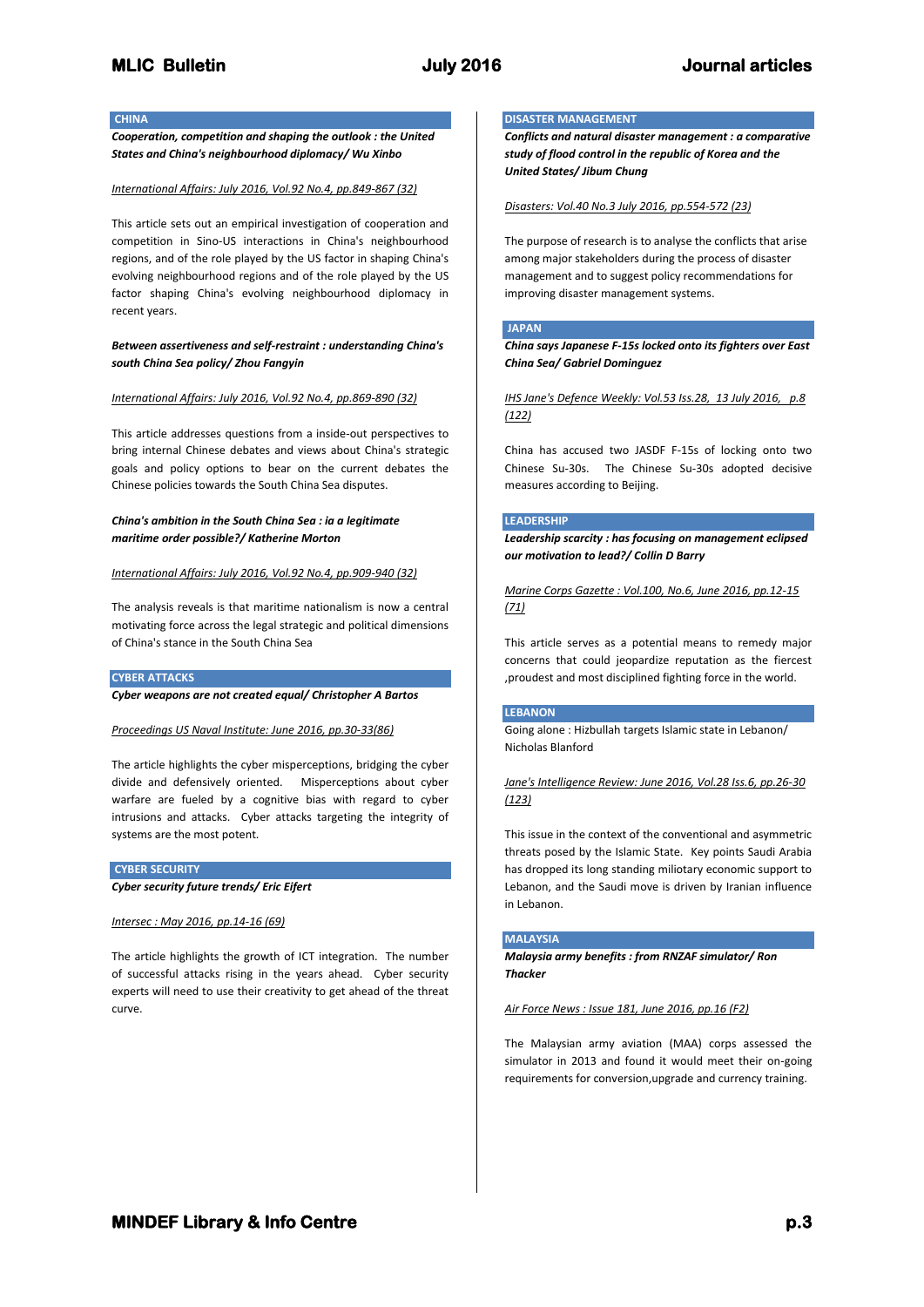## CHINA

***Cooperation, competition and shaping the outlook : the United States and China's neighbourhood diplomacy/ Wu Xinbo***

*International Affairs: July 2016, Vol.92 No.4, pp.849-867 (32)*

This article sets out an empirical investigation of cooperation and competition in Sino-US interactions in China's neighbourhood regions, and of the role played by the US factor in shaping China's evolving neighbourhood regions and of the role played by the US factor shaping China's evolving neighbourhood diplomacy in recent years.

***Between assertiveness and self-restraint : understanding China's south China Sea policy/ Zhou Fangyin***

*International Affairs: July 2016, Vol.92 No.4, pp.869-890 (32)*

This article addresses questions from a inside-out perspectives to bring internal Chinese debates and views about China's strategic goals and policy options to bear on the current debates the Chinese policies towards the South China Sea disputes.

***China's ambition in the South China Sea : ia a legitimate maritime order possible?/ Katherine Morton***

*International Affairs: July 2016, Vol.92 No.4, pp.909-940 (32)*

The analysis reveals is that maritime nationalism is now a central motivating force across the legal strategic and political dimensions of China's stance in the South China Sea

## CYBER ATTACKS

***Cyber weapons are not created equal/ Christopher A Bartos***

*Proceedings US Naval Institute: June 2016, pp.30-33(86)*

The article highlights the cyber misperceptions, bridging the cyber divide and defensively oriented. Misperceptions about cyber warfare are fueled by a cognitive bias with regard to cyber intrusions and attacks. Cyber attacks targeting the integrity of systems are the most potent.

## CYBER SECURITY

***Cyber security future trends/ Eric Eifert***

*Intersec : May 2016, pp.14-16 (69)*

The article highlights the growth of ICT integration. The number of successful attacks rising in the years ahead. Cyber security experts will need to use their creativity to get ahead of the threat curve.

## DISASTER MANAGEMENT

***Conflicts and natural disaster management : a comparative study of flood control in the republic of Korea and the United States/ Jibum Chung***

*Disasters: Vol.40 No.3 July 2016, pp.554-572 (23)*

The purpose of research is to analyse the conflicts that arise among major stakeholders during the process of disaster management and to suggest policy recommendations for improving disaster management systems.

## JAPAN

***China says Japanese F-15s locked onto its fighters over East China Sea/ Gabriel Dominguez***

*IHS Jane's Defence Weekly: Vol.53 Iss.28, 13 July 2016, p.8 (122)*

China has accused two JASDF F-15s of locking onto two Chinese Su-30s. The Chinese Su-30s adopted decisive measures according to Beijing.

## LEADERSHIP

***Leadership scarcity : has focusing on management eclipsed our motivation to lead?/ Collin D Barry***

*Marine Corps Gazette : Vol.100, No.6, June 2016, pp.12-15 (71)*

This article serves as a potential means to remedy major concerns that could jeopardize reputation as the fiercest ,proudest and most disciplined fighting force in the world.

## LEBANON

Going alone : Hizbullah targets Islamic state in Lebanon/ Nicholas Blanford

*Jane's Intelligence Review: June 2016, Vol.28 Iss.6, pp.26-30 (123)*

This issue in the context of the conventional and asymmetric threats posed by the Islamic State. Key points Saudi Arabia has dropped its long standing miliotary economic support to Lebanon, and the Saudi move is driven by Iranian influence in Lebanon.

## MALAYSIA

***Malaysia army benefits : from RNZAF simulator/ Ron Thacker***

*Air Force News : Issue 181, June 2016, pp.16 (F2)*

The Malaysian army aviation (MAA) corps assessed the simulator in 2013 and found it would meet their on-going requirements for conversion,upgrade and currency training.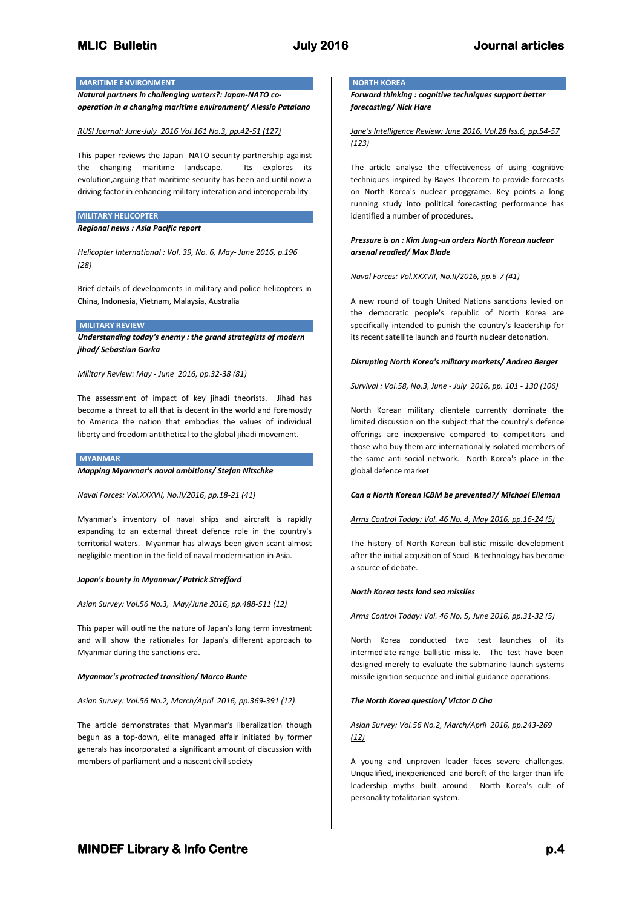## MARITIME ENVIRONMENT

***Natural partners in challenging waters?: Japan-NATO co-operation in a changing maritime environment/ Alessio Patalano***

RUSI Journal: June-July 2016 Vol.161 No.3, pp.42-51 (127)

This paper reviews the Japan- NATO security partnership against the changing maritime landscape. Its explores its evolution,arguing that maritime security has been and until now a driving factor in enhancing military interation and interoperability.

## MILITARY HELICOPTER

***Regional news : Asia Pacific report***

Helicopter International : Vol. 39, No. 6, May- June 2016, p.196 (28)

Brief details of developments in military and police helicopters in China, Indonesia, Vietnam, Malaysia, Australia

## MILITARY REVIEW

***Understanding today's enemy : the grand strategists of modern jihad/ Sebastian Gorka***

Military Review: May - June 2016, pp.32-38 (81)

The assessment of impact of key jihadi theorists. Jihad has become a threat to all that is decent in the world and foremostly to America the nation that embodies the values of individual liberty and freedom antithetical to the global jihadi movement.

## MYANMAR

***Mapping Myanmar's naval ambitions/ Stefan Nitschke***

Naval Forces: Vol.XXXVII, No.II/2016, pp.18-21 (41)

Myanmar's inventory of naval ships and aircraft is rapidly expanding to an external threat defence role in the world and foremostly to the country's territorial waters. Myanmar has always been given scant almost negligible mention in the field of naval modernisation in Asia.

***Japan's bounty in Myanmar/ Patrick Strefford***

Asian Survey: Vol.56 No.3, May/June 2016, pp.488-511 (12)

This paper will outline the nature of Japan's long term investment and will show the rationales for Japan's different approach to Myanmar during the sanctions era.

***Myanmar's protracted transition/ Marco Bunte***

Asian Survey: Vol.56 No.2, March/April 2016, pp.369-391 (12)

The article demonstrates that Myanmar's liberalization though begun as a top-down, elite managed affair initiated by former generals has incorporated a significant amount of discussion with members of parliament and a nascent civil society

## NORTH KOREA

***Forward thinking : cognitive techniques support better forecasting/ Nick Hare***

Jane's Intelligence Review: June 2016, Vol.28 Iss.6, pp.54-57 (123)

The article analyse the effectiveness of using cognitive techniques inspired by Bayes Theorem to provide forecasts on North Korea's nuclear proggrame. Key points a long running study into political forecasting performance has identified a number of procedures.

***Pressure is on : Kim Jung-un orders North Korean nuclear arsenal readied/ Max Blade***

Naval Forces: Vol.XXXVII, No.II/2016, pp.6-7 (41)

A new round of tough United Nations sanctions levied on the democratic people's republic of North Korea are specifically intended to punish the country's leadership for its recent satellite launch and fourth nuclear detonation.

***Disrupting North Korea's military markets/ Andrea Berger***

Survival : Vol.58, No.3, June - July 2016, pp. 101 - 130 (106)

North Korean military clientele currently dominate the limited discussion on the subject that the country's defence offerings are inexpensive compared to competitors and those who buy them are internationally isolated members of the same anti-social network. North Korea's place in the global defence market

***Can a North Korean ICBM be prevented?/ Michael Elleman***

Arms Control Today: Vol. 46 No. 4, May 2016, pp.16-24 (5)

The history of North Korean ballistic missile development after the initial acqusition of Scud -B technology has become a source of debate.

***North Korea tests land sea missiles***

Arms Control Today: Vol. 46 No. 5, June 2016, pp.31-32 (5)

North Korea conducted two test launches of its intermediate-range ballistic missile. The test have been designed merely to evaluate the submarine launch systems missile ignition sequence and initial guidance operations.

***The North Korea question/ Victor D Cha***

Asian Survey: Vol.56 No.2, March/April 2016, pp.243-269 (12)

A young and unproven leader faces severe challenges. Unqualified, inexperienced and bereft of the larger than life leadership myths built around North Korea's cult of personality totalitarian system.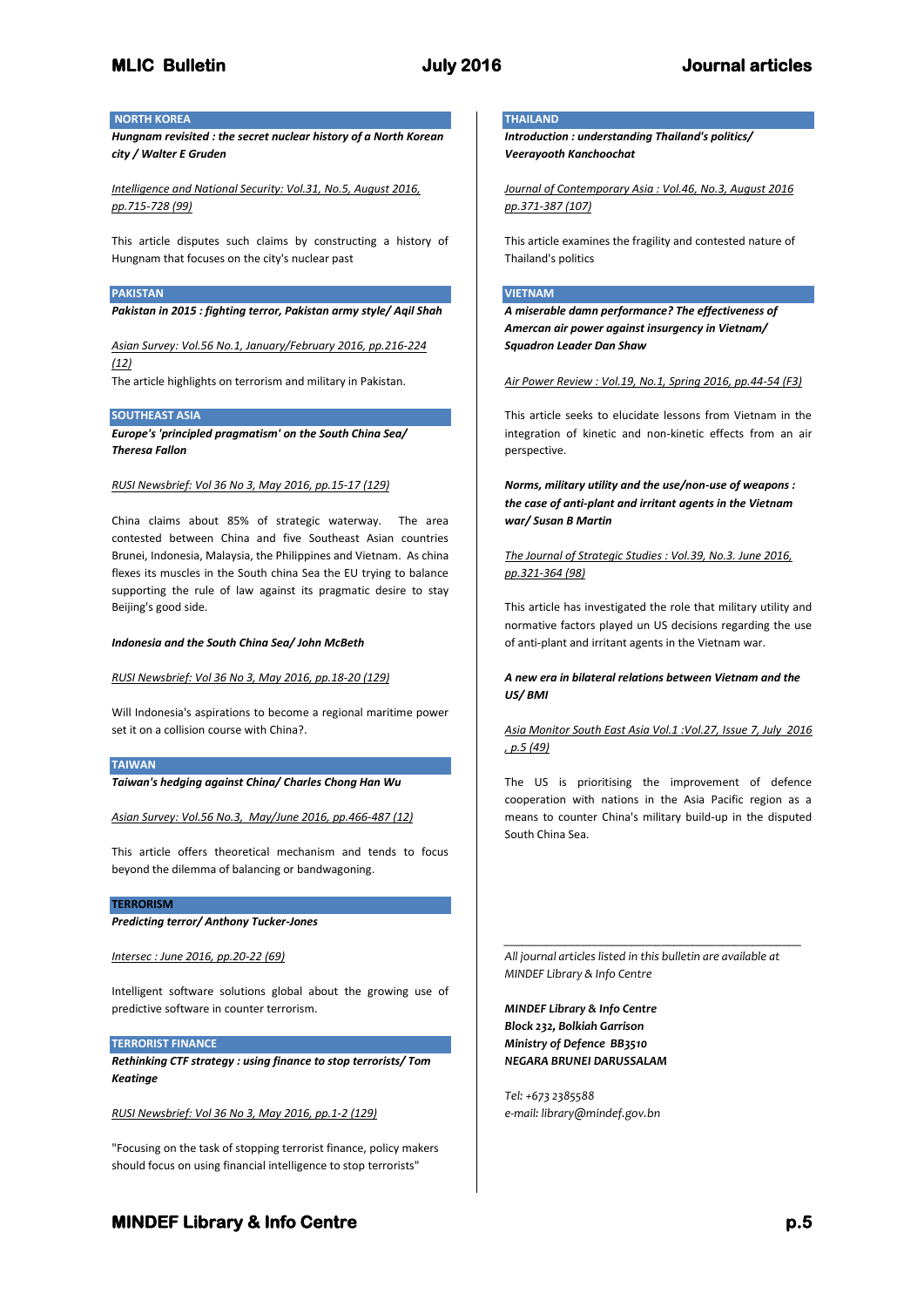## NORTH KOREA

***Hungnam revisited : the secret nuclear history of a North Korean city / Walter E Gruden***

*Intelligence and National Security: Vol.31, No.5, August 2016, pp.715-728 (99)*

This article disputes such claims by constructing a history of Hungnam that focuses on the city's nuclear past

## PAKISTAN

***Pakistan in 2015 : fighting terror, Pakistan army style/ Aqil Shah***

*Asian Survey: Vol.56 No.1, January/February 2016, pp.216-224 (12)*

The article highlights on terrorism and military in Pakistan.

## SOUTHEAST ASIA

***Europe's 'principled pragmatism' on the South China Sea/ Theresa Fallon***

*RUSI Newsbrief: Vol 36 No 3, May 2016, pp.15-17 (129)*

China claims about 85% of strategic waterway. The area contested between China and five Southeast Asian countries Brunei, Indonesia, Malaysia, the Philippines and Vietnam. As china flexes its muscles in the South china Sea the EU trying to balance supporting the rule of law against its pragmatic desire to stay Beijing's good side.

***Indonesia and the South China Sea/ John McBeth***

*RUSI Newsbrief: Vol 36 No 3, May 2016, pp.18-20 (129)*

Will Indonesia's aspirations to become a regional maritime power set it on a collision course with China?.

## TAIWAN

***Taiwan's hedging against China/ Charles Chong Han Wu***

*Asian Survey: Vol.56 No.3, May/June 2016, pp.466-487 (12)*

This article offers theoretical mechanism and tends to focus beyond the dilemma of balancing or bandwagoning.

## TERRORISM

***Predicting terror/ Anthony Tucker-Jones***

*Intersec : June 2016, pp.20-22 (69)*

Intelligent software solutions global about the growing use of predictive software in counter terrorism.

## TERRORIST FINANCE

***Rethinking CTF strategy : using finance to stop terrorists/ Tom Keatinge***

*RUSI Newsbrief: Vol 36 No 3, May 2016, pp.1-2 (129)*

"Focusing on the task of stopping terrorist finance, policy makers should focus on using financial intelligence to stop terrorists"

## THAILAND

***Introduction : understanding Thailand's politics/ Veerayooth Kanchoochat***

*Journal of Contemporary Asia : Vol.46, No.3, August 2016 pp.371-387 (107)*

This article examines the fragility and contested nature of Thailand's politics

## VIETNAM

***A miserable damn performance? The effectiveness of Amercan air power against insurgency in Vietnam/ Squadron Leader Dan Shaw***

*Air Power Review : Vol.19, No.1, Spring 2016, pp.44-54 (F3)*

This article seeks to elucidate lessons from Vietnam in the integration of kinetic and non-kinetic effects from an air perspective.

***Norms, military utility and the use/non-use of weapons : the case of anti-plant and irritant agents in the Vietnam war/ Susan B Martin***

*The Journal of Strategic Studies : Vol.39, No.3. June 2016, pp.321-364 (98)*

This article has investigated the role that military utility and normative factors played un US decisions regarding the use of anti-plant and irritant agents in the Vietnam war.

***A new era in bilateral relations between Vietnam and the US/ BMI***

*Asia Monitor South East Asia Vol.1 :Vol.27, Issue 7, July 2016 , p.5 (49)*

The US is prioritising the improvement of defence cooperation with nations in the Asia Pacific region as a means to counter China's military build-up in the disputed South China Sea.

---

*All journal articles listed in this bulletin are available at MINDEF Library & Info Centre*

***MINDEF Library & Info Centre***
***Block 232, Bolkiah Garrison***
***Ministry of Defence BB3510***
***NEGARA BRUNEI DARUSSALAM***

*Tel: +673 2385588*
*e-mail: library@mindef.gov.bn*